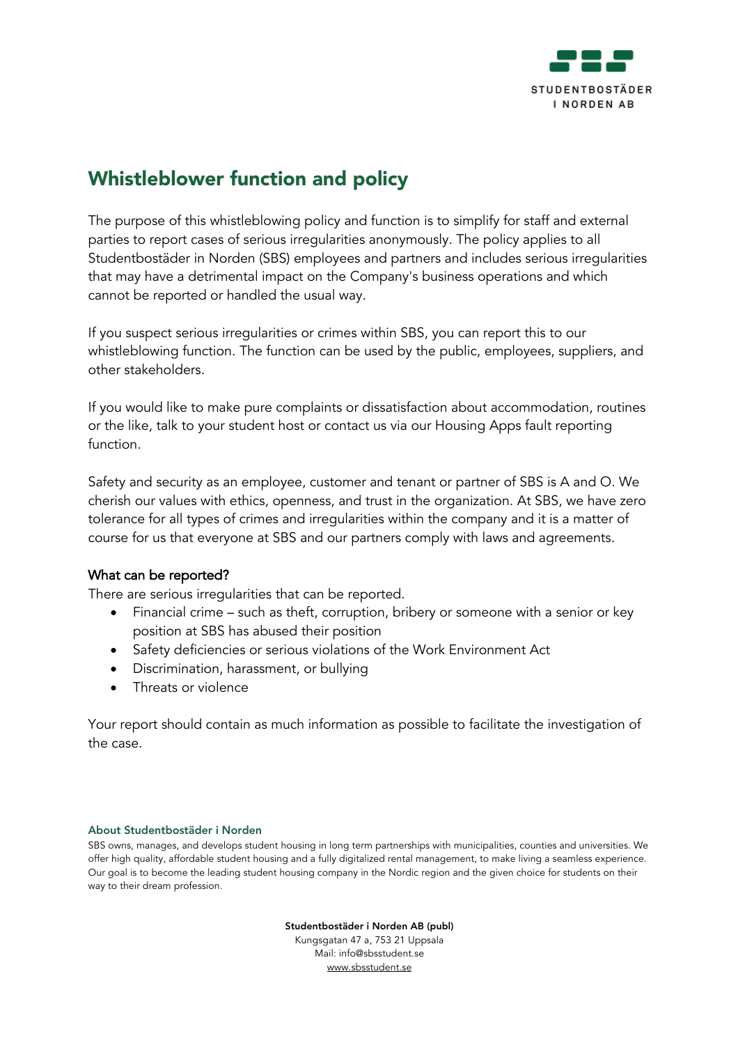# Whistleblower function and policy

The purpose of this whistleblowing policy and function is to simplify for staff and external parties to report cases of serious irregularities anonymously. The policy applies to all Studentbostäder in Norden (SBS) employees and partners and includes serious irregularities that may have a detrimental impact on the Company's business operations and which cannot be reported or handled the usual way.

If you suspect serious irregularities or crimes within SBS, you can report this to our whistleblowing function. The function can be used by the public, employees, suppliers, and other stakeholders.

If you would like to make pure complaints or dissatisfaction about accommodation, routines or the like, talk to your student host or contact us via our Housing Apps fault reporting function.

Safety and security as an employee, customer and tenant or partner of SBS is A and O. We cherish our values with ethics, openness, and trust in the organization. At SBS, we have zero tolerance for all types of crimes and irregularities within the company and it is a matter of course for us that everyone at SBS and our partners comply with laws and agreements.

## What can be reported?

There are serious irregularities that can be reported.

- Financial crime – such as theft, corruption, bribery or someone with a senior or key position at SBS has abused their position
- Safety deficiencies or serious violations of the Work Environment Act
- Discrimination, harassment, or bullying
- Threats or violence

Your report should contain as much information as possible to facilitate the investigation of the case.

**About Studentbostäder i Norden**

SBS owns, manages, and develops student housing in long term partnerships with municipalities, counties and universities. We offer high quality, affordable student housing and a fully digitalized rental management, to make living a seamless experience. Our goal is to become the leading student housing company in the Nordic region and the given choice for students on their way to their dream profession.

**Studentbostäder i Norden AB (publ)**
Kungsgatan 47 a, 753 21 Uppsala
Mail: info@sbsstudent.se
www.sbsstudent.se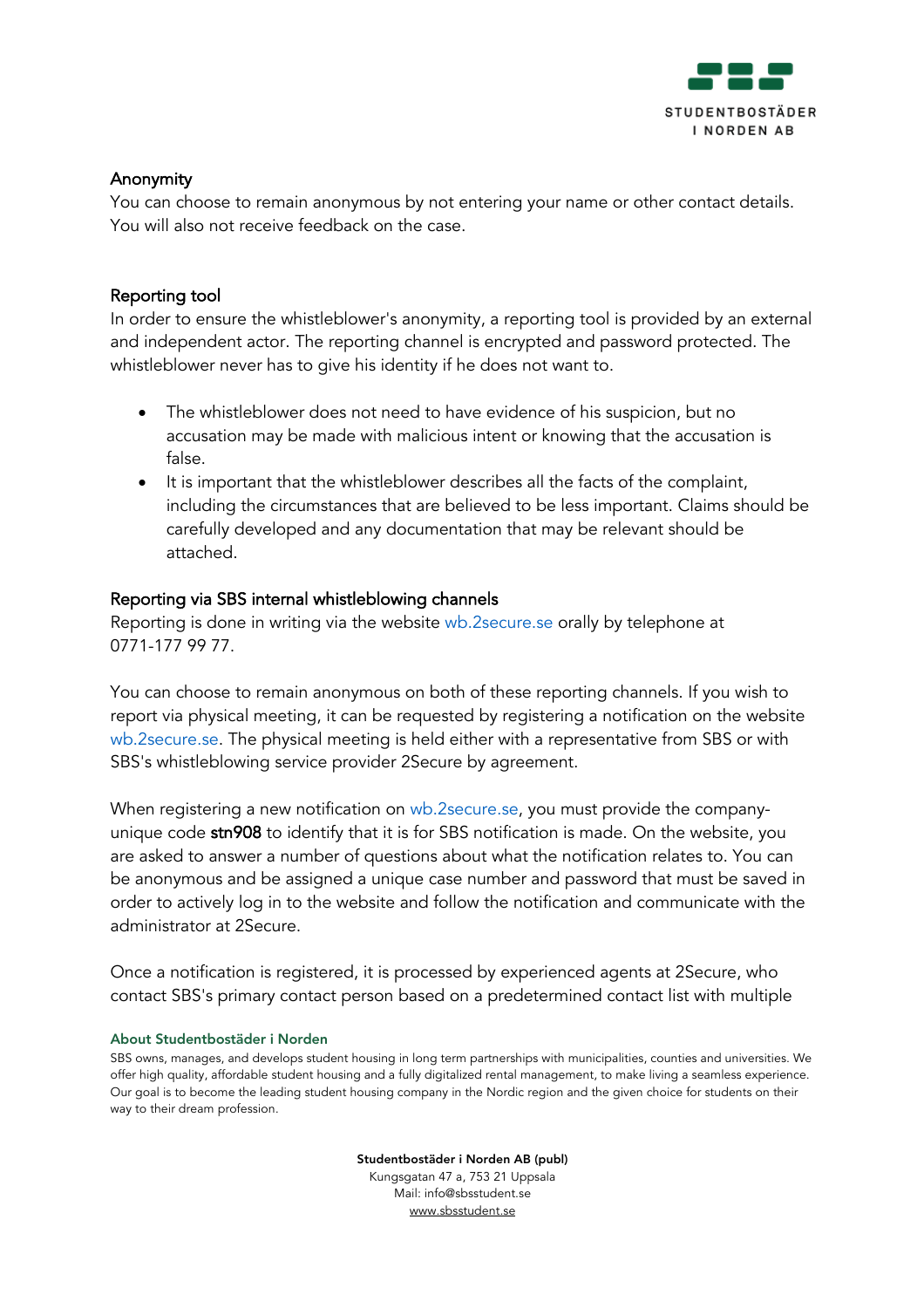## Anonymity

You can choose to remain anonymous by not entering your name or other contact details. You will also not receive feedback on the case.

## Reporting tool

In order to ensure the whistleblower's anonymity, a reporting tool is provided by an external and independent actor. The reporting channel is encrypted and password protected. The whistleblower never has to give his identity if he does not want to.

- The whistleblower does not need to have evidence of his suspicion, but no accusation may be made with malicious intent or knowing that the accusation is false.
- It is important that the whistleblower describes all the facts of the complaint, including the circumstances that are believed to be less important. Claims should be carefully developed and any documentation that may be relevant should be attached.

## Reporting via SBS internal whistleblowing channels

Reporting is done in writing via the website wb.2secure.se orally by telephone at 0771-177 99 77.

You can choose to remain anonymous on both of these reporting channels. If you wish to report via physical meeting, it can be requested by registering a notification on the website wb.2secure.se. The physical meeting is held either with a representative from SBS or with SBS's whistleblowing service provider 2Secure by agreement.

When registering a new notification on wb.2secure.se, you must provide the company-unique code **stn908** to identify that it is for SBS notification is made. On the website, you are asked to answer a number of questions about what the notification relates to. You can be anonymous and be assigned a unique case number and password that must be saved in order to actively log in to the website and follow the notification and communicate with the administrator at 2Secure.

Once a notification is registered, it is processed by experienced agents at 2Secure, who contact SBS's primary contact person based on a predetermined contact list with multiple

**About Studentbostäder i Norden**

SBS owns, manages, and develops student housing in long term partnerships with municipalities, counties and universities. We offer high quality, affordable student housing and a fully digitalized rental management, to make living a seamless experience. Our goal is to become the leading student housing company in the Nordic region and the given choice for students on their way to their dream profession.

**Studentbostäder i Norden AB (publ)**
Kungsgatan 47 a, 753 21 Uppsala
Mail: info@sbsstudent.se
www.sbsstudent.se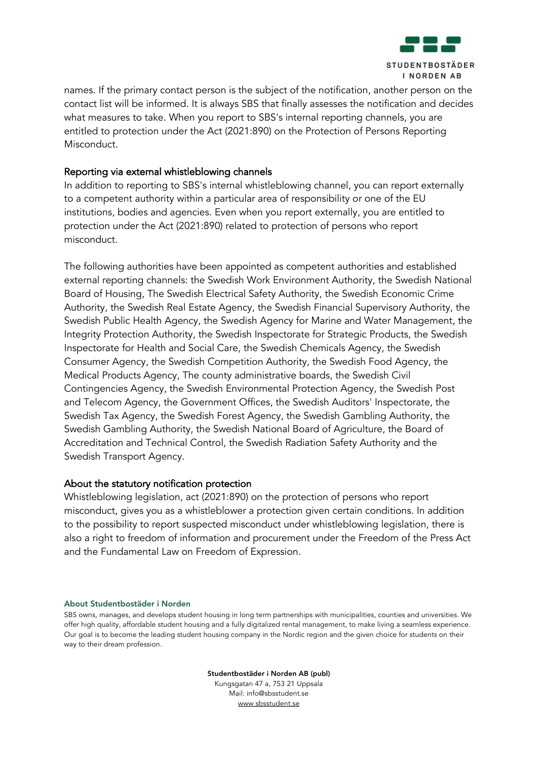names. If the primary contact person is the subject of the notification, another person on the contact list will be informed. It is always SBS that finally assesses the notification and decides what measures to take. When you report to SBS's internal reporting channels, you are entitled to protection under the Act (2021:890) on the Protection of Persons Reporting Misconduct.

## Reporting via external whistleblowing channels

In addition to reporting to SBS's internal whistleblowing channel, you can report externally to a competent authority within a particular area of responsibility or one of the EU institutions, bodies and agencies. Even when you report externally, you are entitled to protection under the Act (2021:890) related to protection of persons who report misconduct.

The following authorities have been appointed as competent authorities and established external reporting channels: the Swedish Work Environment Authority, the Swedish National Board of Housing, The Swedish Electrical Safety Authority, the Swedish Economic Crime Authority, the Swedish Real Estate Agency, the Swedish Financial Supervisory Authority, the Swedish Public Health Agency, the Swedish Agency for Marine and Water Management, the Integrity Protection Authority, the Swedish Inspectorate for Strategic Products, the Swedish Inspectorate for Health and Social Care, the Swedish Chemicals Agency, the Swedish Consumer Agency, the Swedish Competition Authority, the Swedish Food Agency, the Medical Products Agency, The county administrative boards, the Swedish Civil Contingencies Agency, the Swedish Environmental Protection Agency, the Swedish Post and Telecom Agency, the Government Offices, the Swedish Auditors' Inspectorate, the Swedish Tax Agency, the Swedish Forest Agency, the Swedish Gambling Authority, the Swedish Gambling Authority, the Swedish National Board of Agriculture, the Board of Accreditation and Technical Control, the Swedish Radiation Safety Authority and the Swedish Transport Agency.

## About the statutory notification protection

Whistleblowing legislation, act (2021:890) on the protection of persons who report misconduct, gives you as a whistleblower a protection given certain conditions. In addition to the possibility to report suspected misconduct under whistleblowing legislation, there is also a right to freedom of information and procurement under the Freedom of the Press Act and the Fundamental Law on Freedom of Expression.

**About Studentbostäder i Norden**

SBS owns, manages, and develops student housing in long term partnerships with municipalities, counties and universities. We offer high quality, affordable student housing and a fully digitalized rental management, to make living a seamless experience. Our goal is to become the leading student housing company in the Nordic region and the given choice for students on their way to their dream profession.

**Studentbostäder i Norden AB (publ)**
Kungsgatan 47 a, 753 21 Uppsala
Mail: info@sbsstudent.se
www.sbsstudent.se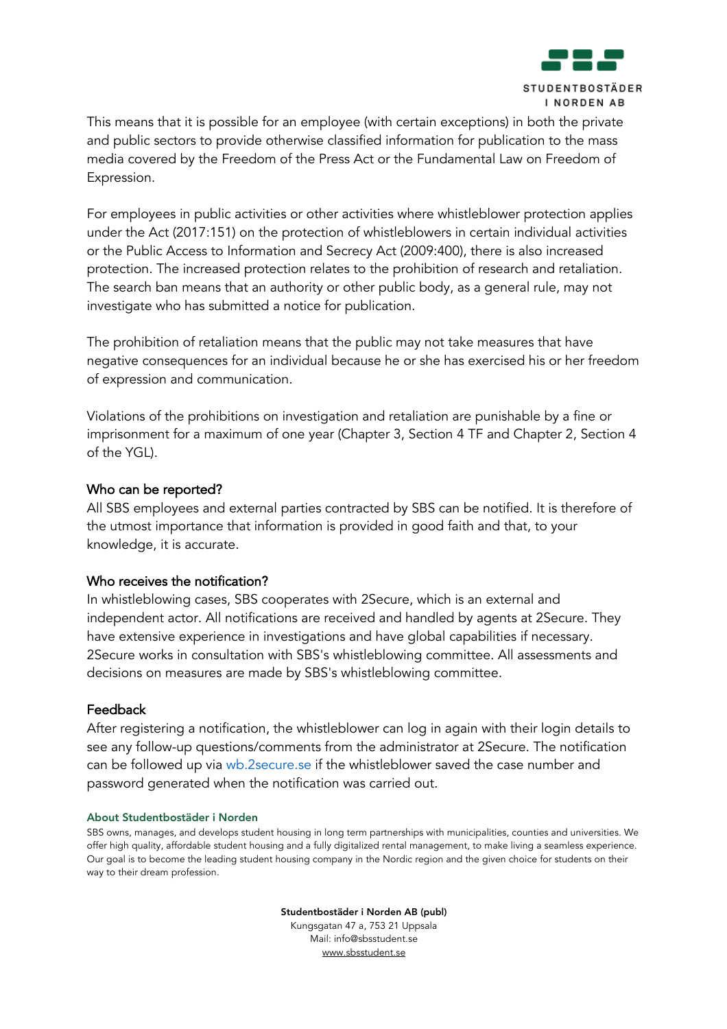This means that it is possible for an employee (with certain exceptions) in both the private and public sectors to provide otherwise classified information for publication to the mass media covered by the Freedom of the Press Act or the Fundamental Law on Freedom of Expression.

For employees in public activities or other activities where whistleblower protection applies under the Act (2017:151) on the protection of whistleblowers in certain individual activities or the Public Access to Information and Secrecy Act (2009:400), there is also increased protection. The increased protection relates to the prohibition of research and retaliation. The search ban means that an authority or other public body, as a general rule, may not investigate who has submitted a notice for publication.

The prohibition of retaliation means that the public may not take measures that have negative consequences for an individual because he or she has exercised his or her freedom of expression and communication.

Violations of the prohibitions on investigation and retaliation are punishable by a fine or imprisonment for a maximum of one year (Chapter 3, Section 4 TF and Chapter 2, Section 4 of the YGL).

## Who can be reported?

All SBS employees and external parties contracted by SBS can be notified. It is therefore of the utmost importance that information is provided in good faith and that, to your knowledge, it is accurate.

## Who receives the notification?

In whistleblowing cases, SBS cooperates with 2Secure, which is an external and independent actor. All notifications are received and handled by agents at 2Secure. They have extensive experience in investigations and have global capabilities if necessary. 2Secure works in consultation with SBS's whistleblowing committee. All assessments and decisions on measures are made by SBS's whistleblowing committee.

## Feedback

After registering a notification, the whistleblower can log in again with their login details to see any follow-up questions/comments from the administrator at 2Secure. The notification can be followed up via wb.2secure.se if the whistleblower saved the case number and password generated when the notification was carried out.

**About Studentbostäder i Norden**

SBS owns, manages, and develops student housing in long term partnerships with municipalities, counties and universities. We offer high quality, affordable student housing and a fully digitalized rental management, to make living a seamless experience. Our goal is to become the leading student housing company in the Nordic region and the given choice for students on their way to their dream profession.

**Studentbostäder i Norden AB (publ)**
Kungsgatan 47 a, 753 21 Uppsala
Mail: info@sbsstudent.se
www.sbsstudent.se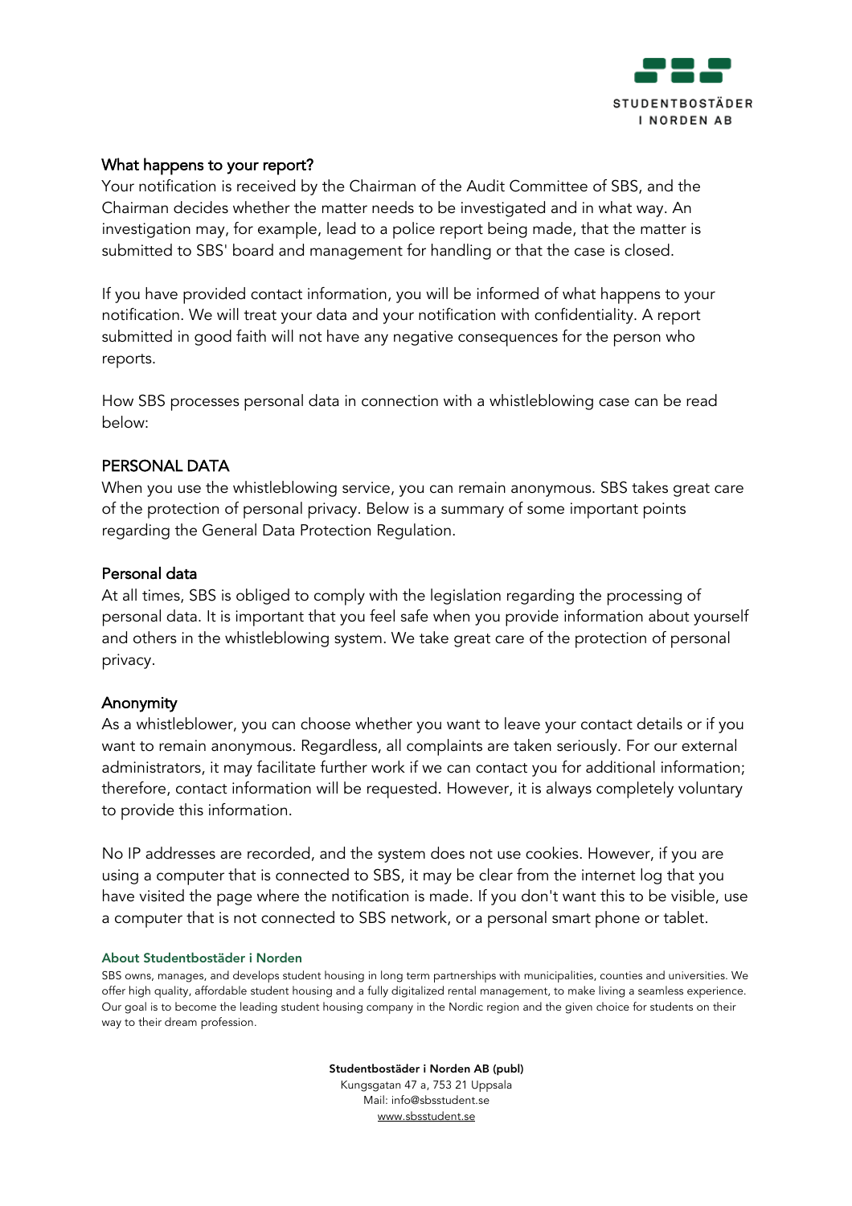## What happens to your report?

Your notification is received by the Chairman of the Audit Committee of SBS, and the Chairman decides whether the matter needs to be investigated and in what way. An investigation may, for example, lead to a police report being made, that the matter is submitted to SBS' board and management for handling or that the case is closed.

If you have provided contact information, you will be informed of what happens to your notification. We will treat your data and your notification with confidentiality. A report submitted in good faith will not have any negative consequences for the person who reports.

How SBS processes personal data in connection with a whistleblowing case can be read below:

## PERSONAL DATA

When you use the whistleblowing service, you can remain anonymous. SBS takes great care of the protection of personal privacy. Below is a summary of some important points regarding the General Data Protection Regulation.

### Personal data

At all times, SBS is obliged to comply with the legislation regarding the processing of personal data. It is important that you feel safe when you provide information about yourself and others in the whistleblowing system. We take great care of the protection of personal privacy.

### Anonymity

As a whistleblower, you can choose whether you want to leave your contact details or if you want to remain anonymous. Regardless, all complaints are taken seriously. For our external administrators, it may facilitate further work if we can contact you for additional information; therefore, contact information will be requested. However, it is always completely voluntary to provide this information.

No IP addresses are recorded, and the system does not use cookies. However, if you are using a computer that is connected to SBS, it may be clear from the internet log that you have visited the page where the notification is made. If you don't want this to be visible, use a computer that is not connected to SBS network, or a personal smart phone or tablet.

**About Studentbostäder i Norden**

SBS owns, manages, and develops student housing in long term partnerships with municipalities, counties and universities. We offer high quality, affordable student housing and a fully digitalized rental management, to make living a seamless experience. Our goal is to become the leading student housing company in the Nordic region and the given choice for students on their way to their dream profession.

**Studentbostäder i Norden AB (publ)**
Kungsgatan 47 a, 753 21 Uppsala
Mail: info@sbsstudent.se
www.sbsstudent.se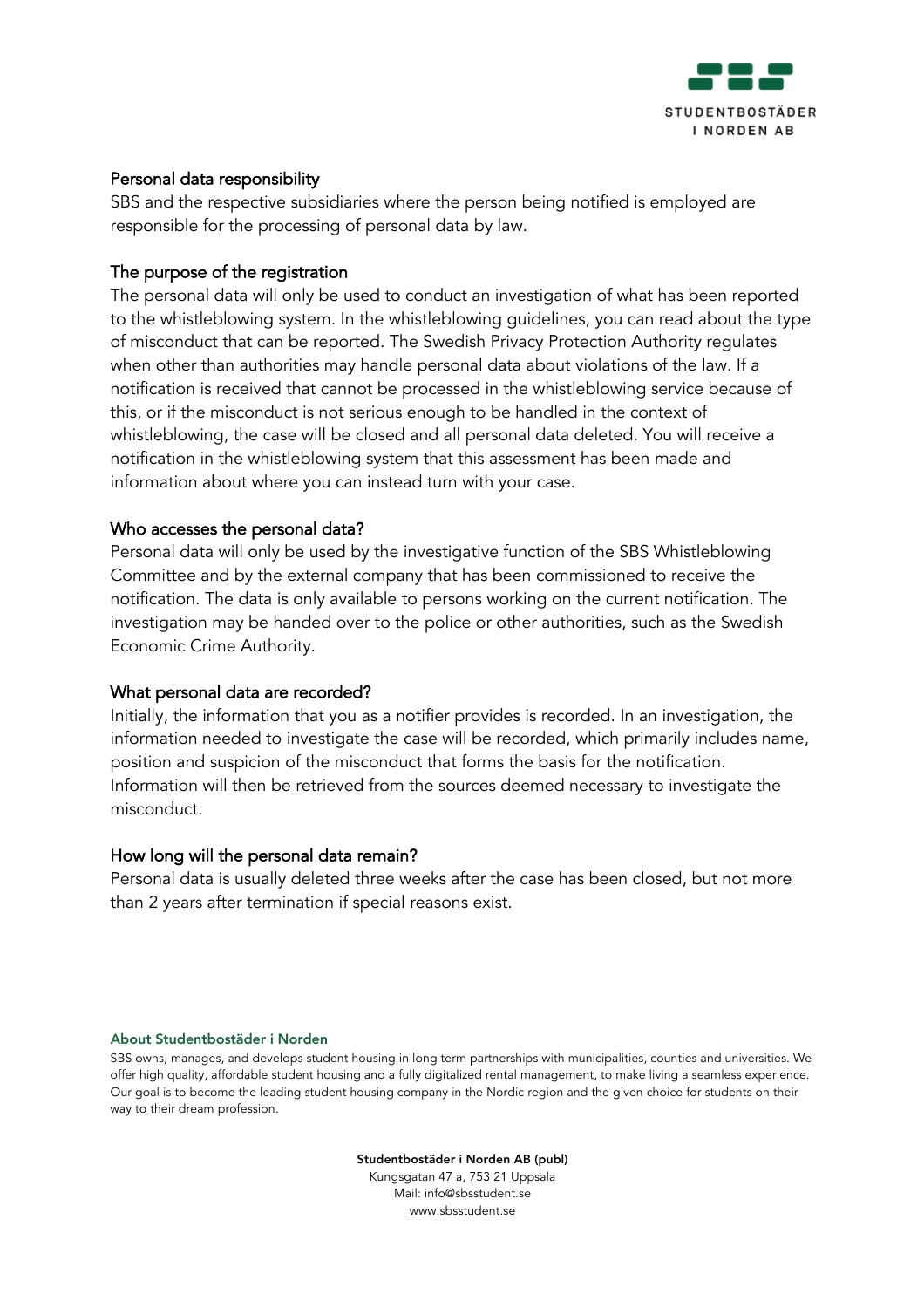## Personal data responsibility

SBS and the respective subsidiaries where the person being notified is employed are responsible for the processing of personal data by law.

## The purpose of the registration

The personal data will only be used to conduct an investigation of what has been reported to the whistleblowing system. In the whistleblowing guidelines, you can read about the type of misconduct that can be reported. The Swedish Privacy Protection Authority regulates when other than authorities may handle personal data about violations of the law. If a notification is received that cannot be processed in the whistleblowing service because of this, or if the misconduct is not serious enough to be handled in the context of whistleblowing, the case will be closed and all personal data deleted. You will receive a notification in the whistleblowing system that this assessment has been made and information about where you can instead turn with your case.

## Who accesses the personal data?

Personal data will only be used by the investigative function of the SBS Whistleblowing Committee and by the external company that has been commissioned to receive the notification. The data is only available to persons working on the current notification. The investigation may be handed over to the police or other authorities, such as the Swedish Economic Crime Authority.

## What personal data are recorded?

Initially, the information that you as a notifier provides is recorded. In an investigation, the information needed to investigate the case will be recorded, which primarily includes name, position and suspicion of the misconduct that forms the basis for the notification. Information will then be retrieved from the sources deemed necessary to investigate the misconduct.

## How long will the personal data remain?

Personal data is usually deleted three weeks after the case has been closed, but not more than 2 years after termination if special reasons exist.

**About Studentbostäder i Norden**

SBS owns, manages, and develops student housing in long term partnerships with municipalities, counties and universities. We offer high quality, affordable student housing and a fully digitalized rental management, to make living a seamless experience. Our goal is to become the leading student housing company in the Nordic region and the given choice for students on their way to their dream profession.

**Studentbostäder i Norden AB (publ)**
Kungsgatan 47 a, 753 21 Uppsala
Mail: info@sbsstudent.se
www.sbsstudent.se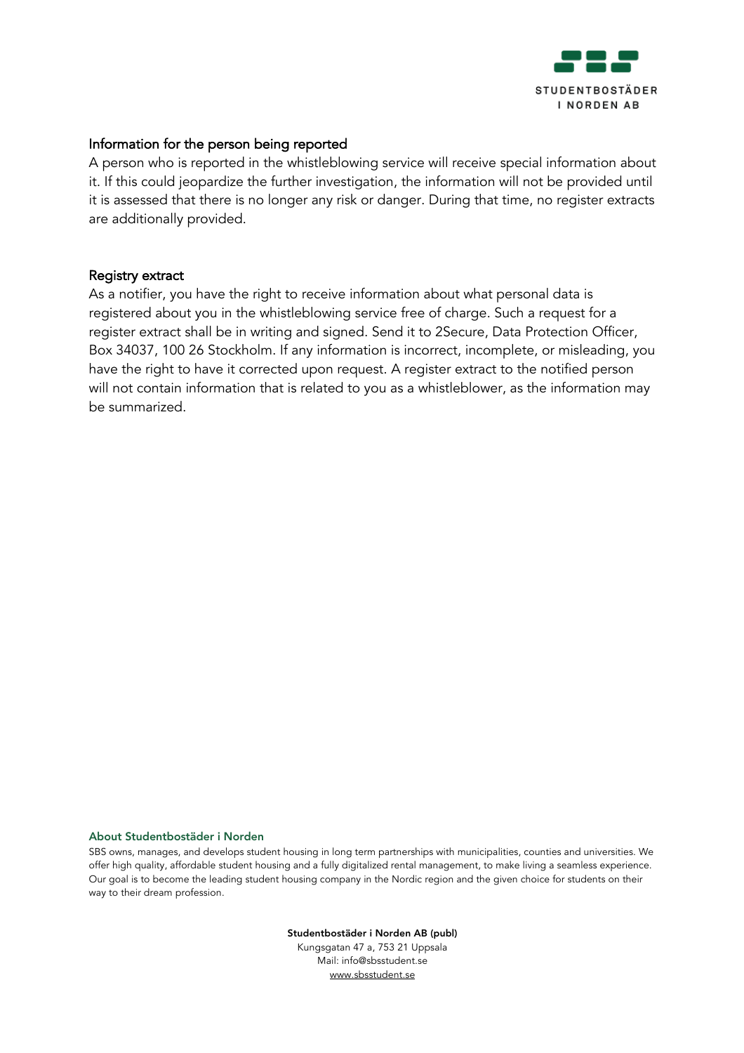### Information for the person being reported

A person who is reported in the whistleblowing service will receive special information about it. If this could jeopardize the further investigation, the information will not be provided until it is assessed that there is no longer any risk or danger. During that time, no register extracts are additionally provided.

### Registry extract

As a notifier, you have the right to receive information about what personal data is registered about you in the whistleblowing service free of charge. Such a request for a register extract shall be in writing and signed. Send it to 2Secure, Data Protection Officer, Box 34037, 100 26 Stockholm. If any information is incorrect, incomplete, or misleading, you have the right to have it corrected upon request. A register extract to the notified person will not contain information that is related to you as a whistleblower, as the information may be summarized.

**About Studentbostäder i Norden**

SBS owns, manages, and develops student housing in long term partnerships with municipalities, counties and universities. We offer high quality, affordable student housing and a fully digitalized rental management, to make living a seamless experience. Our goal is to become the leading student housing company in the Nordic region and the given choice for students on their way to their dream profession.

**Studentbostäder i Norden AB (publ)**
Kungsgatan 47 a, 753 21 Uppsala
Mail: info@sbsstudent.se
www.sbsstudent.se